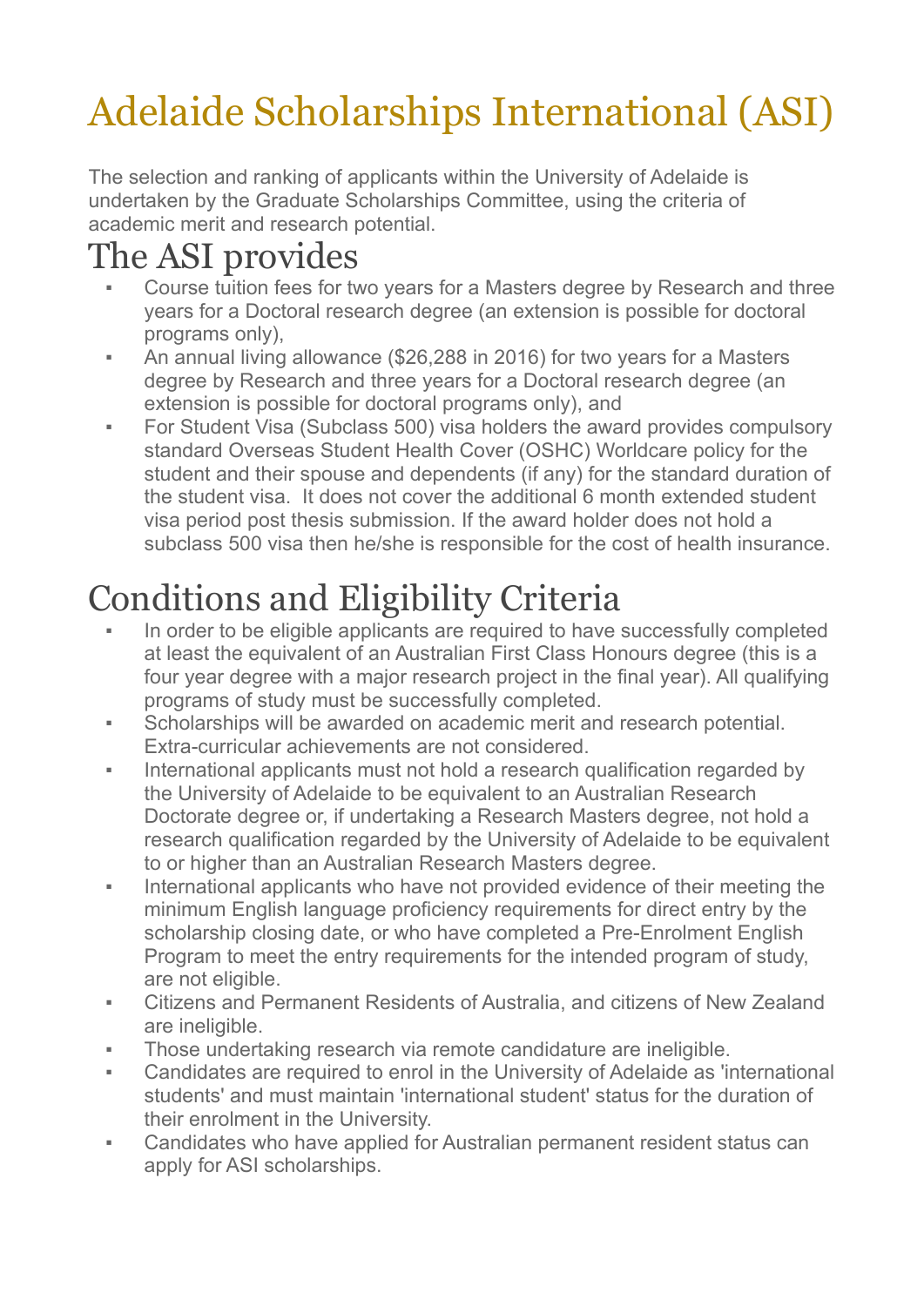# Adelaide Scholarships International (ASI)

The selection and ranking of applicants within the University of Adelaide is undertaken by the Graduate Scholarships Committee, using the criteria of academic merit and research potential.

## The ASI provides

- Course tuition fees for two years for a Masters degree by Research and three years for a Doctoral research degree (an extension is possible for doctoral programs only),
- An annual living allowance ($26,288 in 2016) for two years for a Masters degree by Research and three years for a Doctoral research degree (an extension is possible for doctoral programs only), and
- For Student Visa (Subclass 500) visa holders the award provides compulsory standard Overseas Student Health Cover (OSHC) Worldcare policy for the student and their spouse and dependents (if any) for the standard duration of the student visa. It does not cover the additional 6 month extended student visa period post thesis submission. If the award holder does not hold a subclass 500 visa then he/she is responsible for the cost of health insurance.

## Conditions and Eligibility Criteria

- In order to be eligible applicants are required to have successfully completed at least the equivalent of an Australian First Class Honours degree (this is a four year degree with a major research project in the final year). All qualifying programs of study must be successfully completed.
- Scholarships will be awarded on academic merit and research potential. Extra-curricular achievements are not considered.
- International applicants must not hold a research qualification regarded by the University of Adelaide to be equivalent to an Australian Research Doctorate degree or, if undertaking a Research Masters degree, not hold a research qualification regarded by the University of Adelaide to be equivalent to or higher than an Australian Research Masters degree.
- International applicants who have not provided evidence of their meeting the minimum English language proficiency requirements for direct entry by the scholarship closing date, or who have completed a Pre-Enrolment English Program to meet the entry requirements for the intended program of study, are not eligible.
- Citizens and Permanent Residents of Australia, and citizens of New Zealand are ineligible.
- Those undertaking research via remote candidature are ineligible.
- Candidates are required to enrol in the University of Adelaide as 'international students' and must maintain 'international student' status for the duration of their enrolment in the University.
- Candidates who have applied for Australian permanent resident status can apply for ASI scholarships.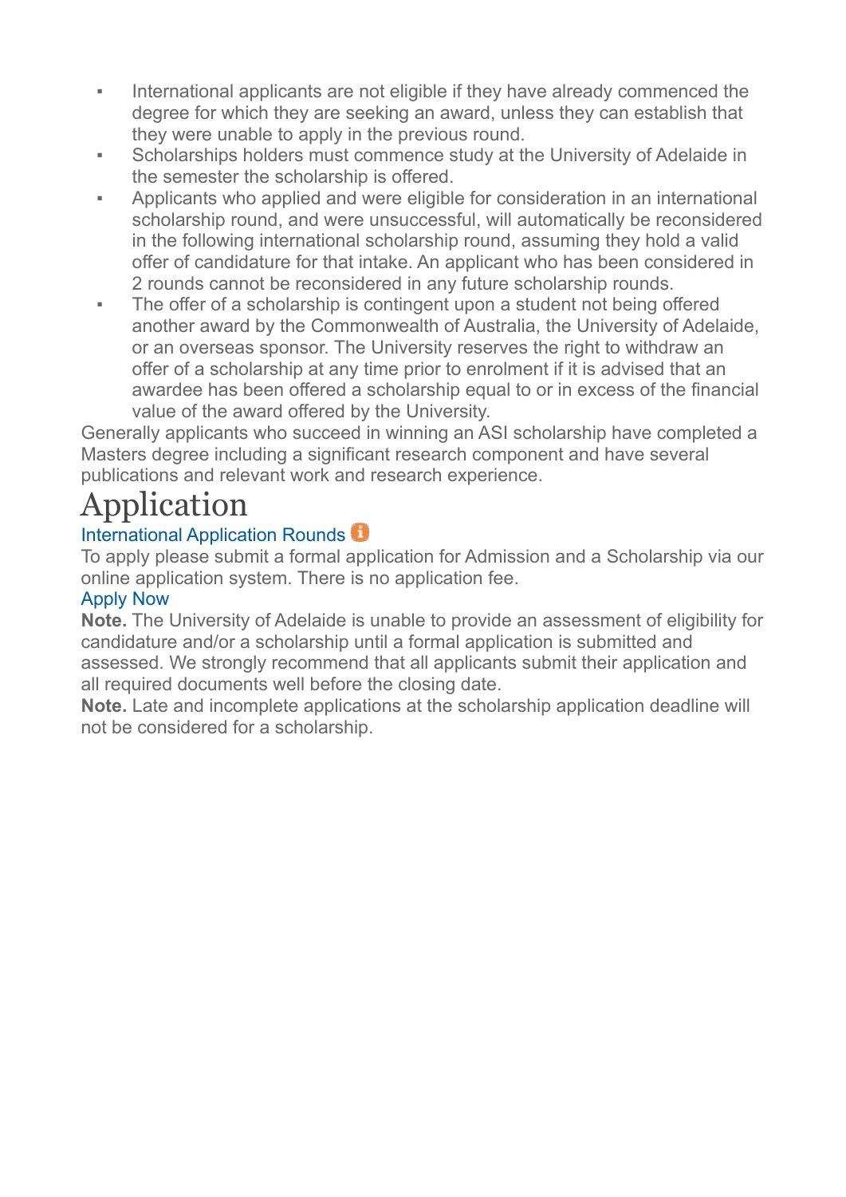- International applicants are not eligible if they have already commenced the degree for which they are seeking an award, unless they can establish that they were unable to apply in the previous round.
- Scholarships holders must commence study at the University of Adelaide in the semester the scholarship is offered.
- Applicants who applied and were eligible for consideration in an international scholarship round, and were unsuccessful, will automatically be reconsidered in the following international scholarship round, assuming they hold a valid offer of candidature for that intake. An applicant who has been considered in 2 rounds cannot be reconsidered in any future scholarship rounds.
- The offer of a scholarship is contingent upon a student not being offered another award by the Commonwealth of Australia, the University of Adelaide, or an overseas sponsor. The University reserves the right to withdraw an offer of a scholarship at any time prior to enrolment if it is advised that an awardee has been offered a scholarship equal to or in excess of the financial value of the award offered by the University.

Generally applicants who succeed in winning an ASI scholarship have completed a Masters degree including a significant research component and have several publications and relevant work and research experience.

# Application

International Application Rounds

To apply please submit a formal application for Admission and a Scholarship via our online application system. There is no application fee.

Apply Now

**Note.** The University of Adelaide is unable to provide an assessment of eligibility for candidature and/or a scholarship until a formal application is submitted and assessed. We strongly recommend that all applicants submit their application and all required documents well before the closing date.

**Note.** Late and incomplete applications at the scholarship application deadline will not be considered for a scholarship.